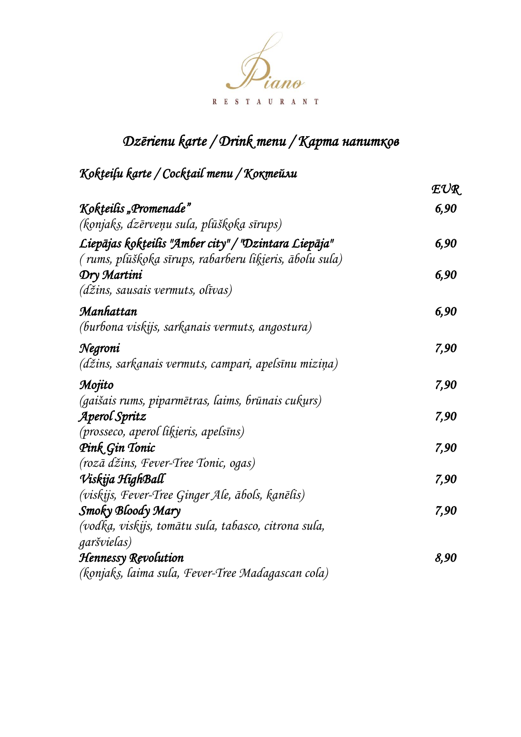Piano

RESTAURANT

# *Dzērienu karte / Drink menu / Карта напитков*

## *Kokteiļu karte / Cocktail menu / Коктейли*

| | EUR |
|---|---|
| ***Kokteilis „Promenade"***<br>*(konjaks, dzērveņu sula, plūškoka sīrups)* | ***6,90*** |
| ***Liepājas kokteilis "Amber city" / "Dzintara Liepāja"***<br>*( rums, plūškoka sīrups, rabarberu liķieris, ābolu sula)* | ***6,90*** |
| ***Dry Martini***<br>*(džins, sausais vermuts, olīvas)* | ***6,90*** |
| ***Manhattan***<br>*(burbona viskijs, sarkanais vermuts, angostura)* | ***6,90*** |
| ***Negroni***<br>*(džins, sarkanais vermuts, campari, apelsīnu miziņa)* | ***7,90*** |
| ***Mojito***<br>*(gaišais rums, piparmētras, laims, brūnais cukurs)* | ***7,90*** |
| ***Aperol Spritz***<br>*(prosseco, aperol liķieris, apelsīns)* | ***7,90*** |
| ***Pink Gin Tonic***<br>*(rozā džins, Fever-Tree Tonic, ogas)* | ***7,90*** |
| ***Viskija HighBall***<br>*(viskijs, Fever-Tree Ginger Ale, ābols, kanēlis)* | ***7,90*** |
| ***Smoky Bloody Mary***<br>*(vodka, viskijs, tomātu sula, tabasco, citrona sula, garšvielas)* | ***7,90*** |
| ***Hennessy Revolution***<br>*(konjaks, laima sula, Fever-Tree Madagascan cola)* | ***8,90*** |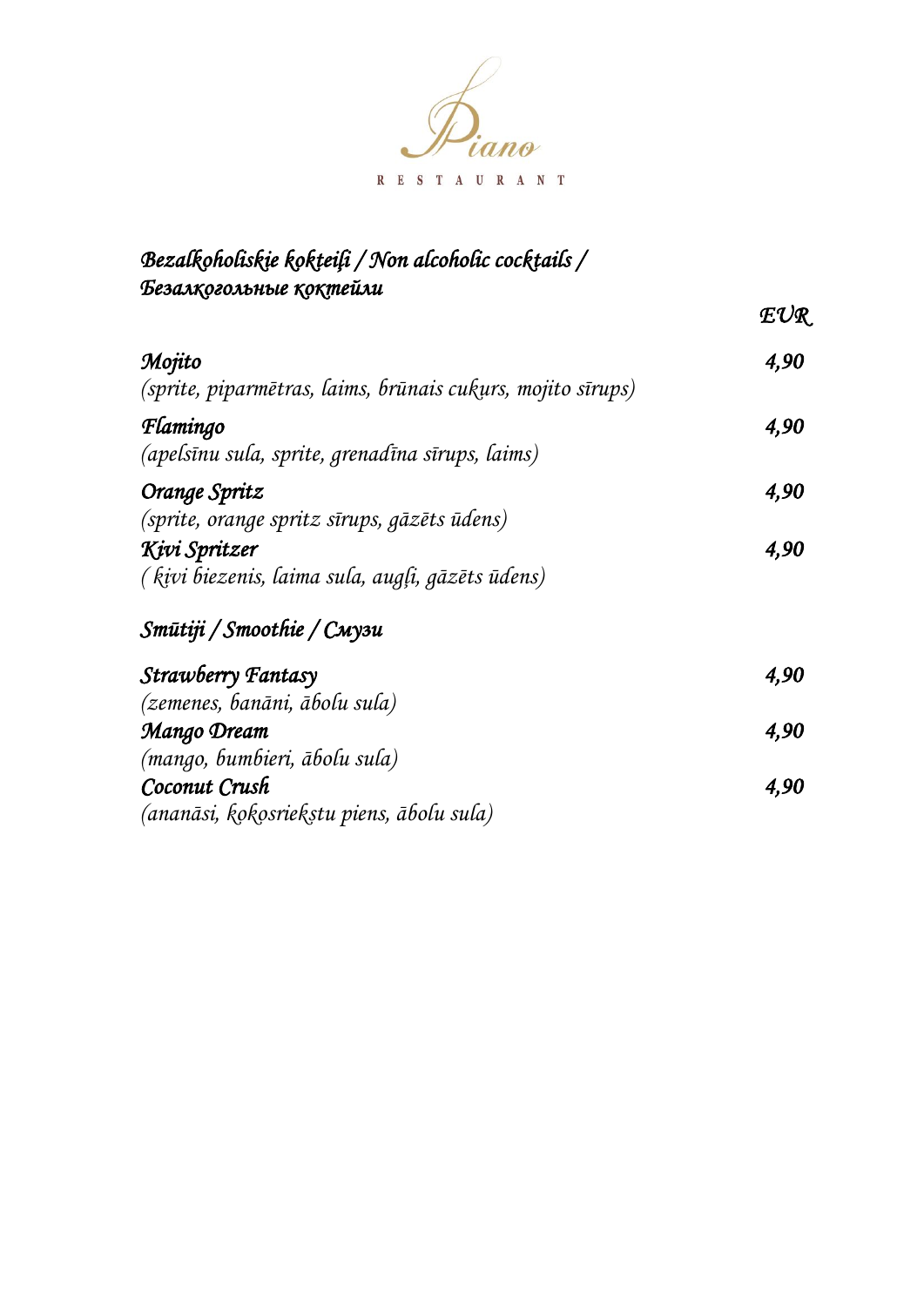Piano

RESTAURANT

## Bezalkoholiskie kokteiļi / Non alcoholic cocktails / Безалкогольные коктейли

| | EUR |
|---|---|
| **Mojito**<br>*(sprite, piparmētras, laims, brūnais cukurs, mojito sīrups)* | 4,90 |
| **Flamingo**<br>*(apelsīnu sula, sprite, grenadīna sīrups, laims)* | 4,90 |
| **Orange Spritz**<br>*(sprite, orange spritz sīrups, gāzēts ūdens)* | 4,90 |
| **Kivi Spritzer**<br>*( kivi biezenis, laima sula, augļi, gāzēts ūdens)* | 4,90 |

## Smūtiji / Smoothie / Смузи

| | |
|---|---|
| **Strawberry Fantasy**<br>*(zemenes, banāni, ābolu sula)* | 4,90 |
| **Mango Dream**<br>*(mango, bumbieri, ābolu sula)* | 4,90 |
| **Coconut Crush**<br>*(ananāsi, kokosriekstu piens, ābolu sula)* | 4,90 |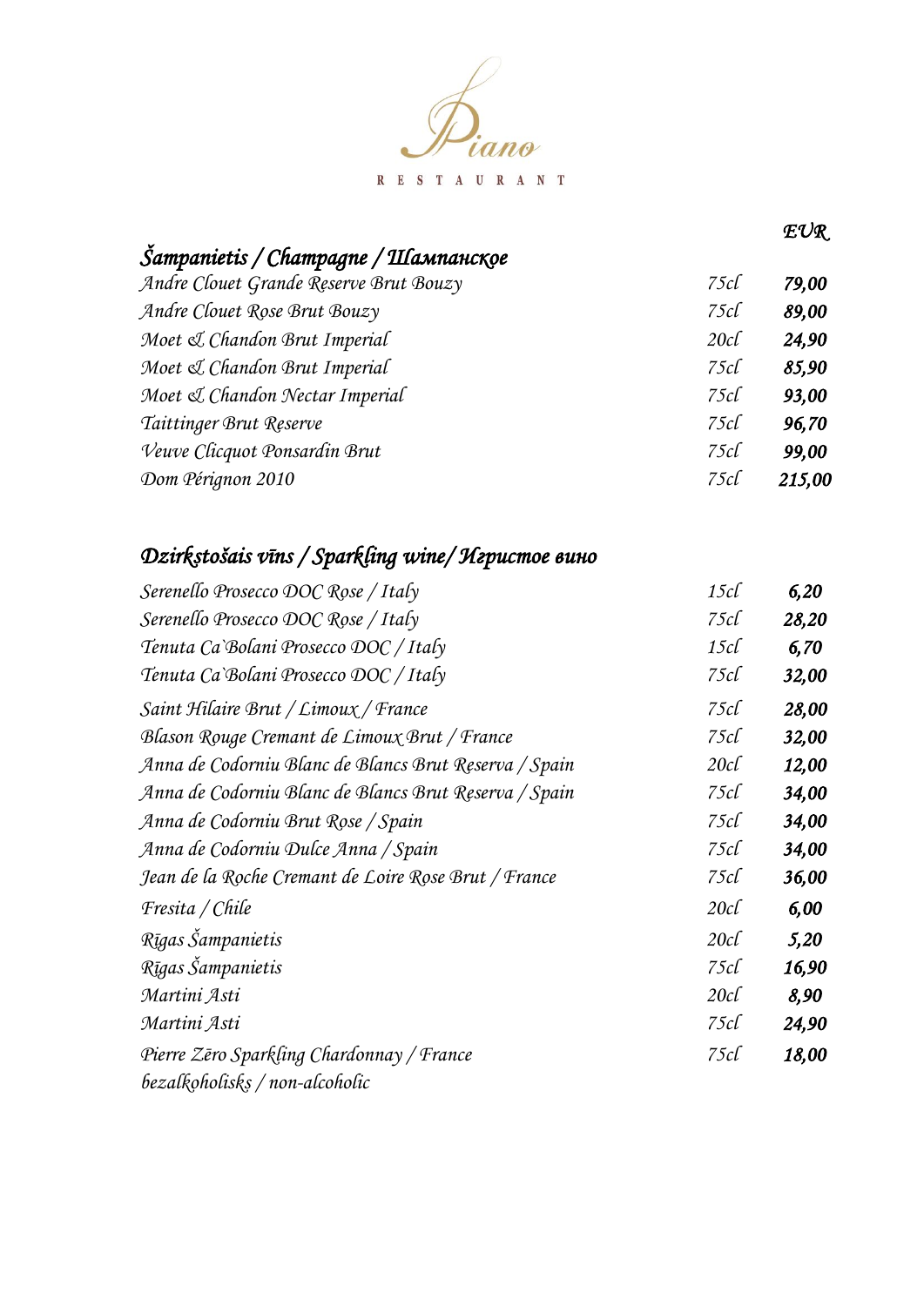Piano

RESTAURANT

## Šampanietis / Champagne / Шампанское

| | | EUR |
|---|---|---|
| Andre Clouet Grande Reserve Brut Bouzy | 75cl | **79,00** |
| Andre Clouet Rose Brut Bouzy | 75cl | **89,00** |
| Moet & Chandon Brut Imperial | 20cl | **24,90** |
| Moet & Chandon Brut Imperial | 75cl | **85,90** |
| Moet & Chandon Nectar Imperial | 75cl | **93,00** |
| Taittinger Brut Reserve | 75cl | **96,70** |
| Veuve Clicquot Ponsardin Brut | 75cl | **99,00** |
| Dom Pérignon 2010 | 75cl | **215,00** |

## Dzirkstošais vīns / Sparkling wine/ Игристое вино

| | | |
|---|---|---|
| Serenello Prosecco DOC Rose / Italy | 15cl | **6,20** |
| Serenello Prosecco DOC Rose / Italy | 75cl | **28,20** |
| Tenuta Ca`Bolani Prosecco DOC / Italy | 15cl | **6,70** |
| Tenuta Ca`Bolani Prosecco DOC / Italy | 75cl | **32,00** |
| Saint Hilaire Brut / Limoux / France | 75cl | **28,00** |
| Blason Rouge Cremant de Limoux Brut / France | 75cl | **32,00** |
| Anna de Codorniu Blanc de Blancs Brut Reserva / Spain | 20cl | **12,00** |
| Anna de Codorniu Blanc de Blancs Brut Reserva / Spain | 75cl | **34,00** |
| Anna de Codorniu Brut Rose / Spain | 75cl | **34,00** |
| Anna de Codorniu Dulce Anna / Spain | 75cl | **34,00** |
| Jean de la Roche Cremant de Loire Rose Brut / France | 75cl | **36,00** |
| Fresita / Chile | 20cl | **6,00** |
| Rīgas Šampanietis | 20cl | **5,20** |
| Rīgas Šampanietis | 75cl | **16,90** |
| Martini Asti | 20cl | **8,90** |
| Martini Asti | 75cl | **24,90** |
| Pierre Zēro Sparkling Chardonnay / France<br>bezalkoholisks / non-alcoholic | 75cl | **18,00** |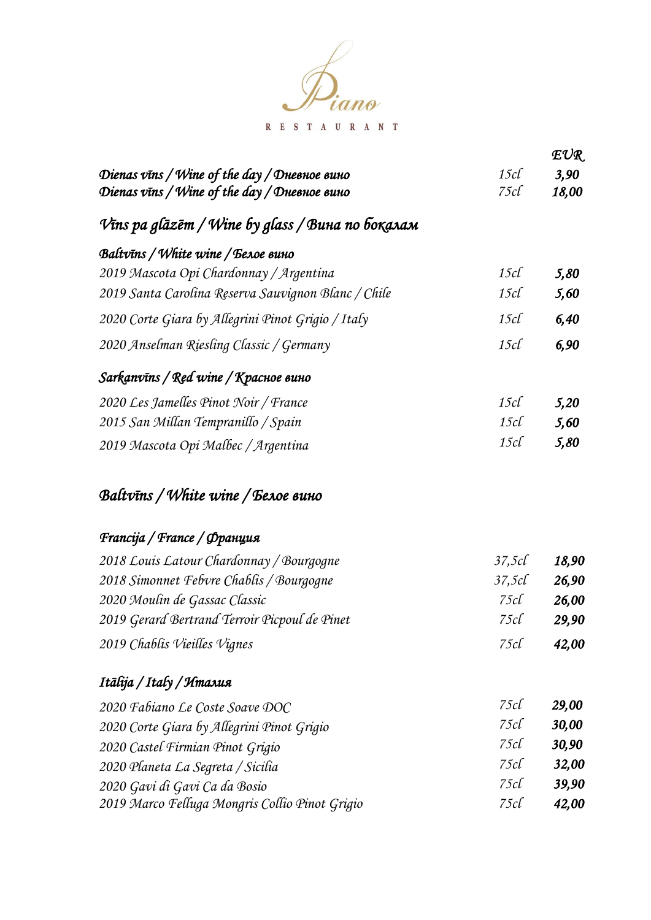# Piano

RESTAURANT

| | | EUR |
|---|---|---|
| **Dienas vīns / Wine of the day / Дневное вино** | 15cl | **3,90** |
| **Dienas vīns / Wine of the day / Дневное вино** | 75cl | **18,00** |

## Vīns pa glāzēm / Wine by glass / Вина по бокалам

### Baltvīns / White wine / Белое вино

| | | |
|---|---|---|
| 2019 Mascota Opi Chardonnay / Argentina | 15cl | **5,80** |
| 2019 Santa Carolina Reserva Sauvignon Blanc / Chile | 15cl | **5,60** |
| 2020 Corte Giara by Allegrini Pinot Grigio / Italy | 15cl | **6,40** |
| 2020 Anselman Riesling Classic / Germany | 15cl | **6,90** |

### Sarkanvīns / Red wine / Красное вино

| | | |
|---|---|---|
| 2020 Les Jamelles Pinot Noir / France | 15cl | **5,20** |
| 2015 San Millan Tempranillo / Spain | 15cl | **5,60** |
| 2019 Mascota Opi Malbec / Argentina | 15cl | **5,80** |

## Baltvīns / White wine / Белое вино

### Francija / France / Франция

| | | |
|---|---|---|
| 2018 Louis Latour Chardonnay / Bourgogne | 37,5cl | **18,90** |
| 2018 Simonnet Febvre Chablis / Bourgogne | 37,5cl | **26,90** |
| 2020 Moulin de Gassac Classic | 75cl | **26,00** |
| 2019 Gerard Bertrand Terroir Picpoul de Pinet | 75cl | **29,90** |
| 2019 Chablis Vieilles Vignes | 75cl | **42,00** |

### Itālija / Italy / Италия

| | | |
|---|---|---|
| 2020 Fabiano Le Coste Soave DOC | 75cl | **29,00** |
| 2020 Corte Giara by Allegrini Pinot Grigio | 75cl | **30,00** |
| 2020 Castel Firmian Pinot Grigio | 75cl | **30,90** |
| 2020 Planeta La Segreta / Sicilia | 75cl | **32,00** |
| 2020 Gavi di Gavi Ca da Bosio | 75cl | **39,90** |
| 2019 Marco Felluga Mongris Collio Pinot Grigio | 75cl | **42,00** |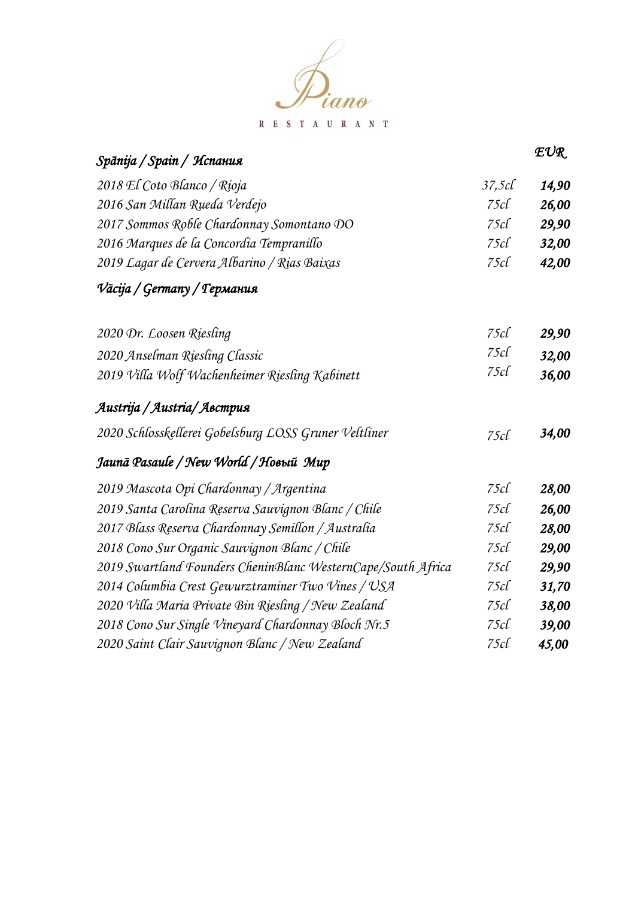# Piano

RESTAURANT

| Spānija / Spain / Испания | | EUR |
|---|---|---|
| 2018 El Coto Blanco / Rioja | 37,5cl | **14,90** |
| 2016 San Millan Rueda Verdejo | 75cl | **26,00** |
| 2017 Sommos Roble Chardonnay Somontano DO | 75cl | **29,90** |
| 2016 Marques de la Concordia Tempranillo | 75cl | **32,00** |
| 2019 Lagar de Cervera Albarino / Rias Baixas | 75cl | **42,00** |

## Vācija / Germany / Германия

| | | |
|---|---|---|
| 2020 Dr. Loosen Riesling | 75cl | **29,90** |
| 2020 Anselman Riesling Classic | 75cl | **32,00** |
| 2019 Villa Wolf Wachenheimer Riesling Kabinett | 75cl | **36,00** |

## Austrija / Austria/ Австрия

| | | |
|---|---|---|
| 2020 Schlosskellerei Gobelsburg LOSS Gruner Veltliner | 75cl | **34,00** |

## Jaunā Pasaule / New World / Новый Мир

| | | |
|---|---|---|
| 2019 Mascota Opi Chardonnay / Argentina | 75cl | **28,00** |
| 2019 Santa Carolina Reserva Sauvignon Blanc / Chile | 75cl | **26,00** |
| 2017 Blass Reserva Chardonnay Semillon / Australia | 75cl | **28,00** |
| 2018 Cono Sur Organic Sauvignon Blanc / Chile | 75cl | **29,00** |
| 2019 Swartland Founders CheninBlanc WesternCape/South Africa | 75cl | **29,90** |
| 2014 Columbia Crest Gewurztraminer Two Vines / USA | 75cl | **31,70** |
| 2020 Villa Maria Private Bin Riesling / New Zealand | 75cl | **38,00** |
| 2018 Cono Sur Single Vineyard Chardonnay Bloch Nr.5 | 75cl | **39,00** |
| 2020 Saint Clair Sauvignon Blanc / New Zealand | 75cl | **45,00** |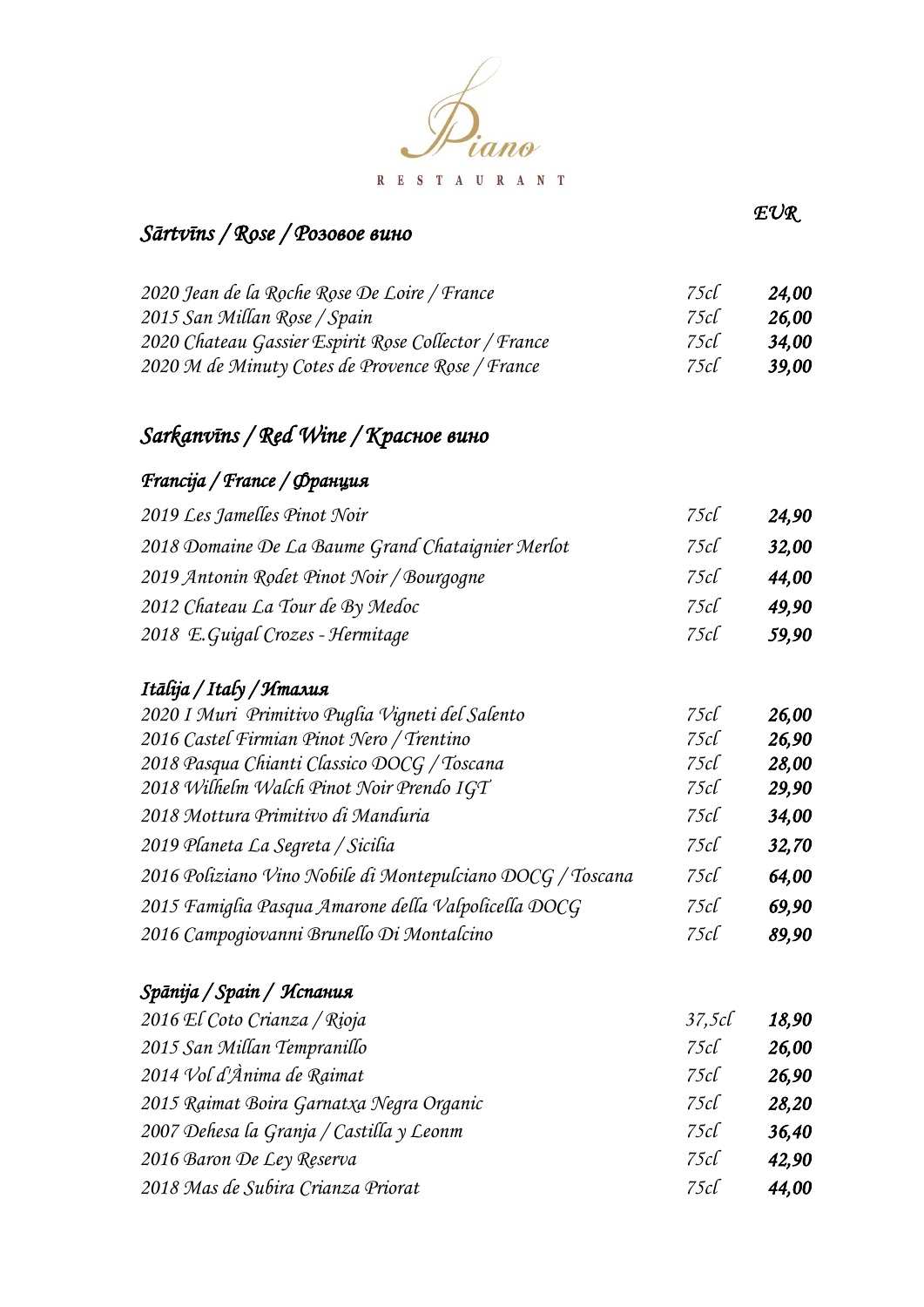Piano

RESTAURANT

## Sārtvīns / Rose / Розовое вино

| | | EUR |
|---|---|---|
| 2020 Jean de la Roche Rose De Loire / France | 75cl | **24,00** |
| 2015 San Millan Rose / Spain | 75cl | **26,00** |
| 2020 Chateau Gassier Espirit Rose Collector / France | 75cl | **34,00** |
| 2020 M de Minuty Cotes de Provence Rose / France | 75cl | **39,00** |

## Sarkanvīns / Red Wine / Красное вино

### Francija / France / Франция

| | | |
|---|---|---|
| 2019 Les Jamelles Pinot Noir | 75cl | **24,90** |
| 2018 Domaine De La Baume Grand Chataignier Merlot | 75cl | **32,00** |
| 2019 Antonin Rodet Pinot Noir / Bourgogne | 75cl | **44,00** |
| 2012 Chateau La Tour de By Medoc | 75cl | **49,90** |
| 2018 E.Guigal Crozes - Hermitage | 75cl | **59,90** |

### Itālija / Italy / Италия

| | | |
|---|---|---|
| 2020 I Muri Primitivo Puglia Vigneti del Salento | 75cl | **26,00** |
| 2016 Castel Firmian Pinot Nero / Trentino | 75cl | **26,90** |
| 2018 Pasqua Chianti Classico DOCG / Toscana | 75cl | **28,00** |
| 2018 Wilhelm Walch Pinot Noir Prendo IGT | 75cl | **29,90** |
| 2018 Mottura Primitivo di Manduria | 75cl | **34,00** |
| 2019 Planeta La Segreta / Sicilia | 75cl | **32,70** |
| 2016 Poliziano Vino Nobile di Montepulciano DOCG / Toscana | 75cl | **64,00** |
| 2015 Famiglia Pasqua Amarone della Valpolicella DOCG | 75cl | **69,90** |
| 2016 Campogiovanni Brunello Di Montalcino | 75cl | **89,90** |

### Spānija / Spain / Испания

| | | |
|---|---|---|
| 2016 El Coto Crianza / Rioja | 37,5cl | **18,90** |
| 2015 San Millan Tempranillo | 75cl | **26,00** |
| 2014 Vol d'Ànima de Raimat | 75cl | **26,90** |
| 2015 Raimat Boira Garnatxa Negra Organic | 75cl | **28,20** |
| 2007 Dehesa la Granja / Castilla y Leonm | 75cl | **36,40** |
| 2016 Baron De Ley Reserva | 75cl | **42,90** |
| 2018 Mas de Subira Crianza Priorat | 75cl | **44,00** |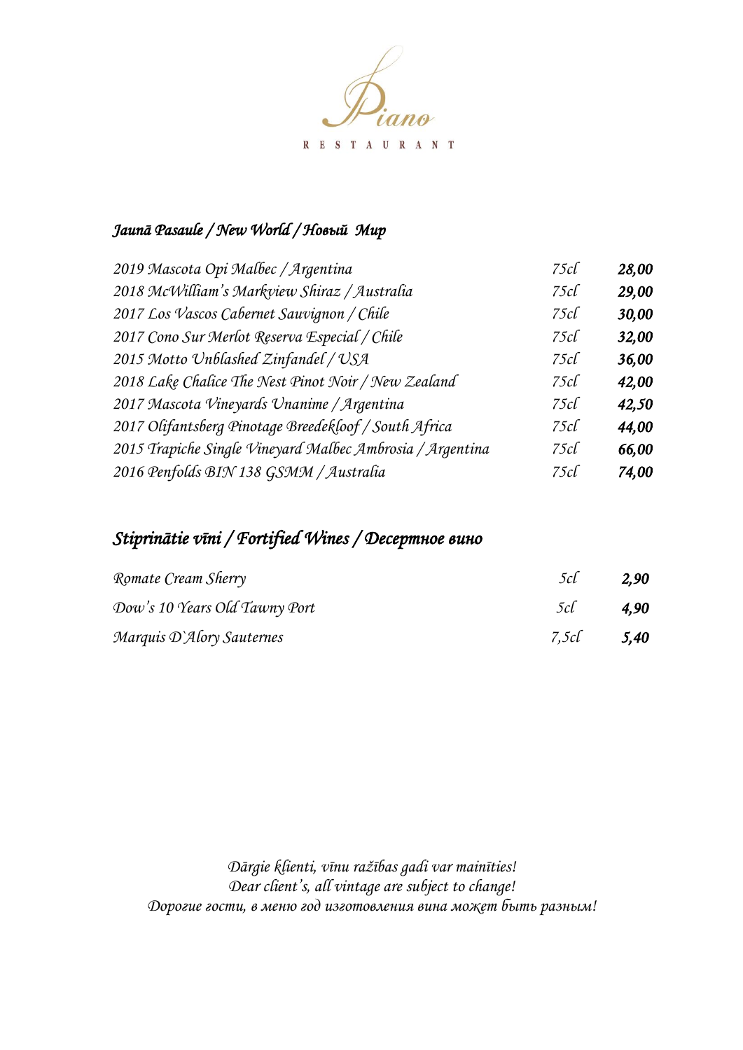Piano

RESTAURANT

## Jaunā Pasaule / New World / Новый Мир

| | | |
|---|---|---|
| 2019 Mascota Opi Malbec / Argentina | 75cl | **28,00** |
| 2018 McWilliam's Markview Shiraz / Australia | 75cl | **29,00** |
| 2017 Los Vascos Cabernet Sauvignon / Chile | 75cl | **30,00** |
| 2017 Cono Sur Merlot Reserva Especial / Chile | 75cl | **32,00** |
| 2015 Motto Unblashed Zinfandel / USA | 75cl | **36,00** |
| 2018 Lake Chalice The Nest Pinot Noir / New Zealand | 75cl | **42,00** |
| 2017 Mascota Vineyards Unanime / Argentina | 75cl | **42,50** |
| 2017 Olifantsberg Pinotage Breedekloof / South Africa | 75cl | **44,00** |
| 2015 Trapiche Single Vineyard Malbec Ambrosia / Argentina | 75cl | **66,00** |
| 2016 Penfolds BIN 138 GSMM / Australia | 75cl | **74,00** |

## Stiprinātie vīni / Fortified Wines / Десертное вино

| | | |
|---|---|---|
| Romate Cream Sherry | 5cl | **2,90** |
| Dow's 10 Years Old Tawny Port | 5cl | **4,90** |
| Marquis D`Alory Sauternes | 7,5cl | **5,40** |

*Dārgie klienti, vīnu ražības gadi var mainīties!*
*Dear client's, all vintage are subject to change!*
*Дорогие гости, в меню год изготовления вина может быть разным!*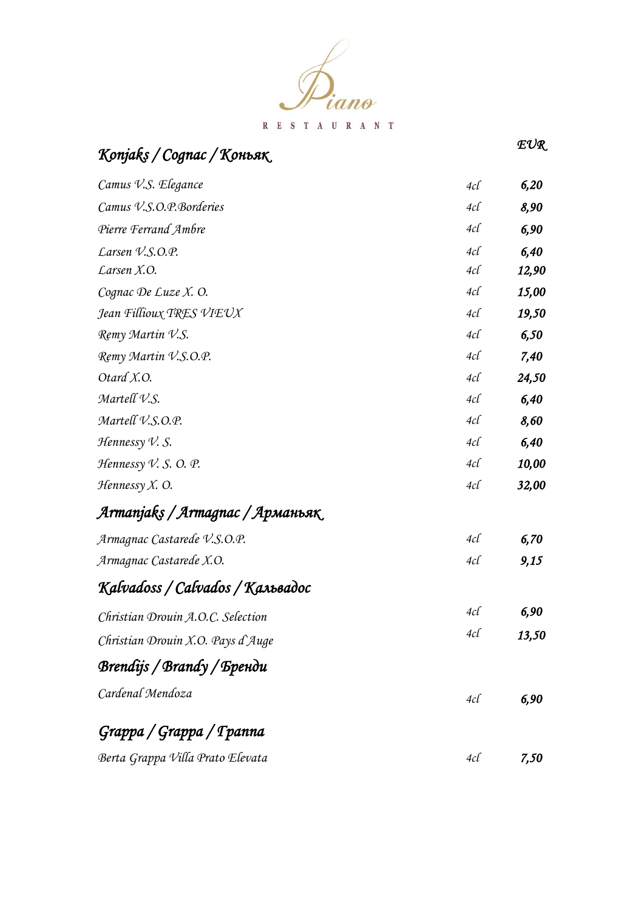# Piano

RESTAURANT

## Konjaks / Cognac / Коньяк

| | | EUR |
|---|---|---|
| Camus V.S. Elegance | 4cl | **6,20** |
| Camus V.S.O.P.Borderies | 4cl | **8,90** |
| Pierre Ferrand Ambre | 4cl | **6,90** |
| Larsen V.S.O.P. | 4cl | **6,40** |
| Larsen X.O. | 4cl | **12,90** |
| Cognac De Luze X. O. | 4cl | **15,00** |
| Jean Fillioux TRES VIEUX | 4cl | **19,50** |
| Remy Martin V.S. | 4cl | **6,50** |
| Remy Martin V.S.O.P. | 4cl | **7,40** |
| Otard X.O. | 4cl | **24,50** |
| Martell V.S. | 4cl | **6,40** |
| Martell V.S.O.P. | 4cl | **8,60** |
| Hennessy V. S. | 4cl | **6,40** |
| Hennessy V. S. O. P. | 4cl | **10,00** |
| Hennessy X. O. | 4cl | **32,00** |

## Armanjaks / Armagnac / Арманьяк

| | | |
|---|---|---|
| Armagnac Castarede V.S.O.P. | 4cl | **6,70** |
| Armagnac Castarede X.O. | 4cl | **9,15** |

## Kalvadoss / Calvados / Кальвадос

| | | |
|---|---|---|
| Christian Drouin A.O.C. Selection | 4cl | **6,90** |
| Christian Drouin X.O. Pays d'Auge | 4cl | **13,50** |

## Brendijs / Brandy / Бренди

| | | |
|---|---|---|
| Cardenal Mendoza | 4cl | **6,90** |

## Grappa / Grappa / Граппа

| | | |
|---|---|---|
| Berta Grappa Villa Prato Elevata | 4cl | **7,50** |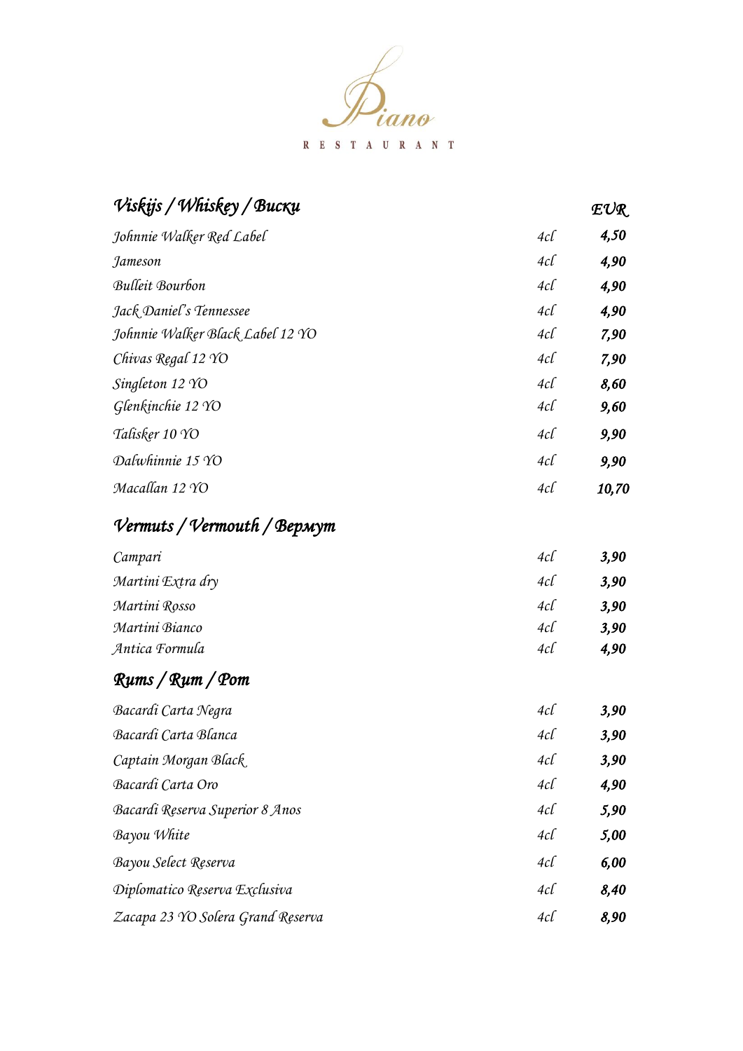Piano

RESTAURANT

## Viskijs / Whiskey / Виски

| | | EUR |
|---|---|---|
| Johnnie Walker Red Label | 4cl | 4,50 |
| Jameson | 4cl | 4,90 |
| Bulleit Bourbon | 4cl | 4,90 |
| Jack Daniel's Tennessee | 4cl | 4,90 |
| Johnnie Walker Black Label 12 YO | 4cl | 7,90 |
| Chivas Regal 12 YO | 4cl | 7,90 |
| Singleton 12 YO | 4cl | 8,60 |
| Glenkinchie 12 YO | 4cl | 9,60 |
| Talisker 10 YO | 4cl | 9,90 |
| Dalwhinnie 15 YO | 4cl | 9,90 |
| Macallan 12 YO | 4cl | 10,70 |

## Vermuts / Vermouth / Вермут

| | | |
|---|---|---|
| Campari | 4cl | 3,90 |
| Martini Extra dry | 4cl | 3,90 |
| Martini Rosso | 4cl | 3,90 |
| Martini Bianco | 4cl | 3,90 |
| Antica Formula | 4cl | 4,90 |

## Rums / Rum / Ром

| | | |
|---|---|---|
| Bacardi Carta Negra | 4cl | 3,90 |
| Bacardi Carta Blanca | 4cl | 3,90 |
| Captain Morgan Black | 4cl | 3,90 |
| Bacardi Carta Oro | 4cl | 4,90 |
| Bacardi Reserva Superior 8 Anos | 4cl | 5,90 |
| Bayou White | 4cl | 5,00 |
| Bayou Select Reserva | 4cl | 6,00 |
| Diplomatico Reserva Exclusiva | 4cl | 8,40 |
| Zacapa 23 YO Solera Grand Reserva | 4cl | 8,90 |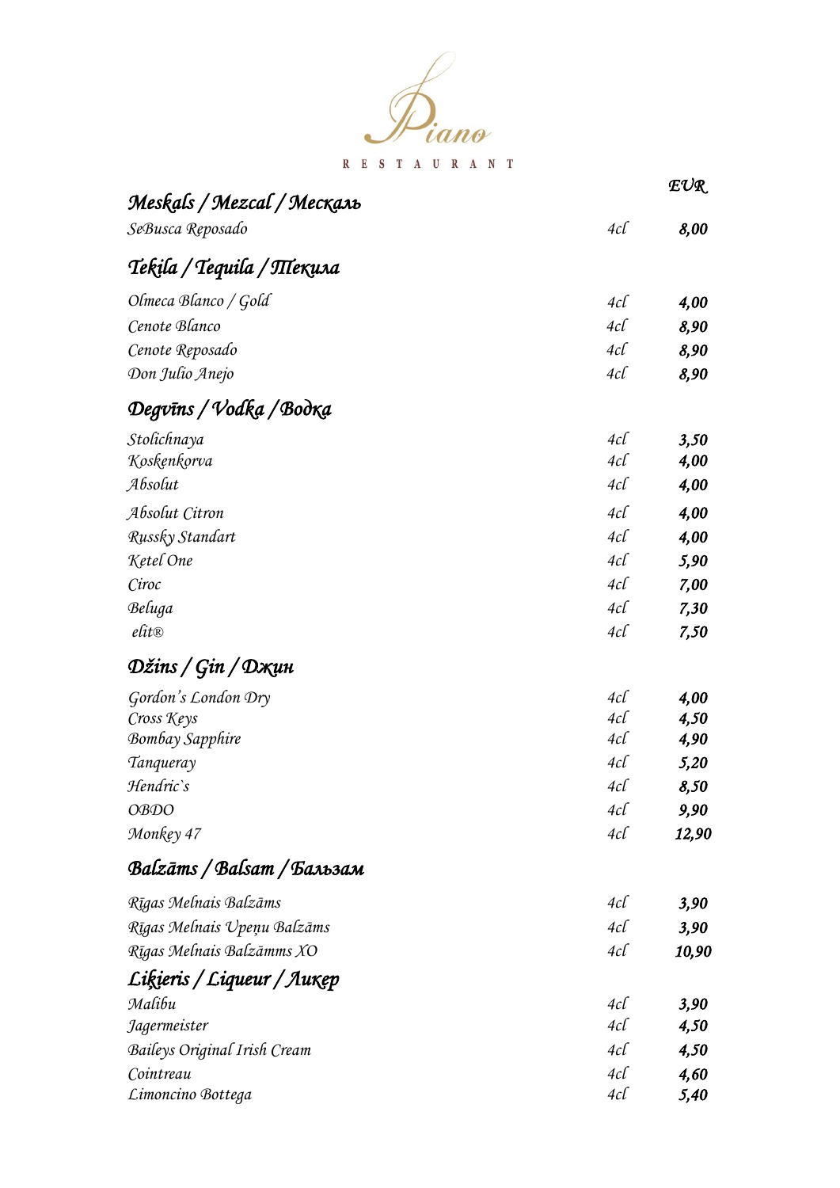# Piano

RESTAURANT

| | | EUR |
|---|---|---|

## Meskals / Mezcal / Мескаль

| | | |
|---|---|---|
| SeBusca Reposado | 4cl | 8,00 |

## Tekila / Tequila / Текила

| | | |
|---|---|---|
| Olmeca Blanco / Gold | 4cl | 4,00 |
| Cenote Blanco | 4cl | 8,90 |
| Cenote Reposado | 4cl | 8,90 |
| Don Julio Anejo | 4cl | 8,90 |

## Degvīns / Vodka / Водка

| | | |
|---|---|---|
| Stolichnaya | 4cl | 3,50 |
| Koskenkorva | 4cl | 4,00 |
| Absolut | 4cl | 4,00 |
| Absolut Citron | 4cl | 4,00 |
| Russky Standart | 4cl | 4,00 |
| Ketel One | 4cl | 5,90 |
| Ciroc | 4cl | 7,00 |
| Beluga | 4cl | 7,30 |
| elit® | 4cl | 7,50 |

## Džins / Gin / Джин

| | | |
|---|---|---|
| Gordon's London Dry | 4cl | 4,00 |
| Cross Keys | 4cl | 4,50 |
| Bombay Sapphire | 4cl | 4,90 |
| Tanqueray | 4cl | 5,20 |
| Hendric`s | 4cl | 8,50 |
| OBDO | 4cl | 9,90 |
| Monkey 47 | 4cl | 12,90 |

## Balzāms / Balsam / Бальзам

| | | |
|---|---|---|
| Rīgas Melnais Balzāms | 4cl | 3,90 |
| Rīgas Melnais Upeņu Balzāms | 4cl | 3,90 |
| Rīgas Melnais Balzāmms XO | 4cl | 10,90 |

## Liķieris / Liqueur / Ликер

| | | |
|---|---|---|
| Malibu | 4cl | 3,90 |
| Jagermeister | 4cl | 4,50 |
| Baileys Original Irish Cream | 4cl | 4,50 |
| Cointreau | 4cl | 4,60 |
| Limoncino Bottega | 4cl | 5,40 |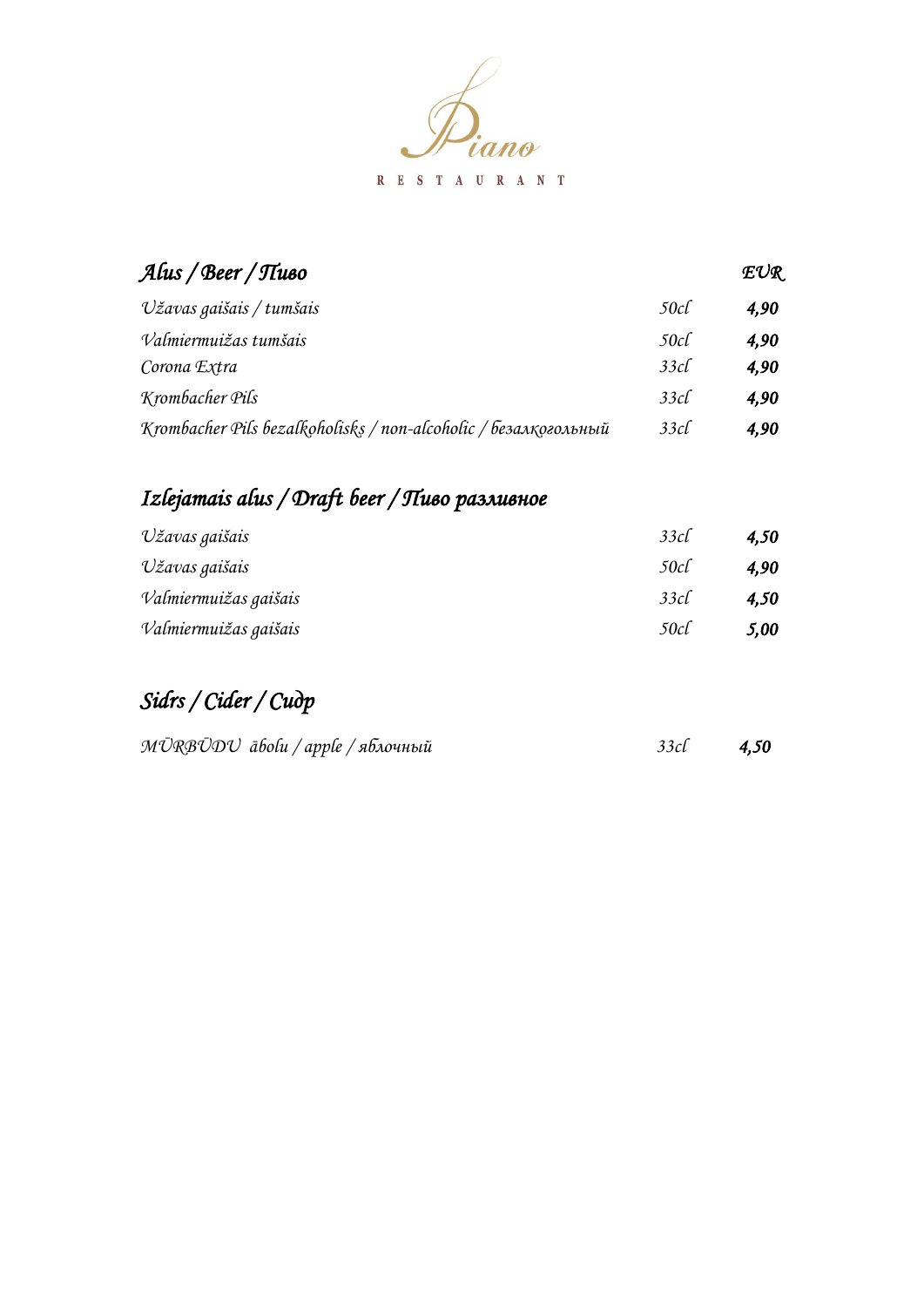Piano

RESTAURANT

## Alus / Beer / Пиво

| | | EUR |
|---|---|---|
| Užavas gaišais / tumšais | 50cl | **4,90** |
| Valmiermuižas tumšais | 50cl | **4,90** |
| Corona Extra | 33cl | **4,90** |
| Krombacher Pils | 33cl | **4,90** |
| Krombacher Pils bezalkoholisks / non-alcoholic / безалкогольный | 33cl | **4,90** |

## Izlejamais alus / Draft beer / Пиво разливное

| | | |
|---|---|---|
| Užavas gaišais | 33cl | **4,50** |
| Užavas gaišais | 50cl | **4,90** |
| Valmiermuižas gaišais | 33cl | **4,50** |
| Valmiermuižas gaišais | 50cl | **5,00** |

## Sidrs / Cider / Сидр

| | | |
|---|---|---|
| MŪRBŪDU ābolu / apple / яблочный | 33cl | **4,50** |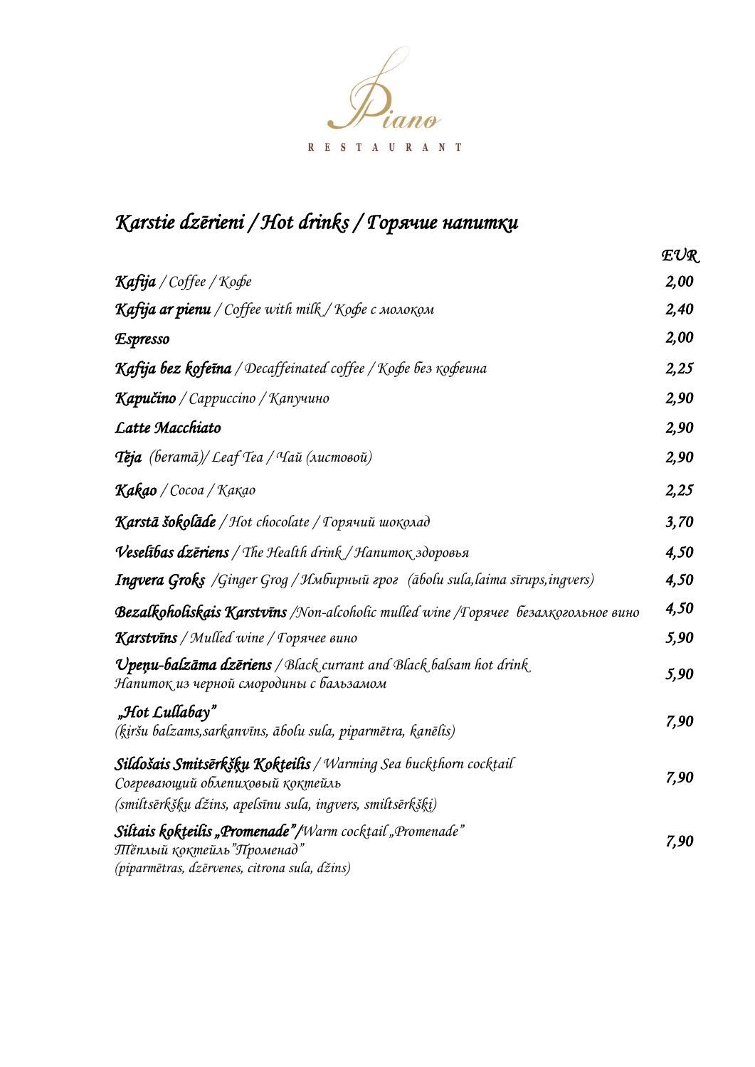Piano

RESTAURANT

# *Karstie dzērieni / Hot drinks / Горячие напитки*

| | EUR |
|---|---|
| ***Kafija*** / *Coffee / Кофе* | 2,00 |
| ***Kafija ar pienu*** / *Coffee with milk / Кофе с молоком* | 2,40 |
| ***Espresso*** | 2,00 |
| ***Kafija bez kofeīna*** / *Decaffeinated coffee / Кофе без кофеина* | 2,25 |
| ***Kapučino*** / *Cappuccino / Капучино* | 2,90 |
| ***Latte Macchiato*** | 2,90 |
| ***Tēja*** *(beramā)/ Leaf Tea / Чай (листовой)* | 2,90 |
| ***Kakao*** / *Cocoa / Какао* | 2,25 |
| ***Karstā šokolāde*** / *Hot chocolate / Горячий шоколад* | 3,70 |
| ***Veselības dzēriens*** / *The Health drink / Напиток здоровья* | 4,50 |
| ***Ingvera Groks*** */Ginger Grog / Имбирный грог (ābolu sula,laima sīrups,ingvers)* | 4,50 |
| ***Bezalkoholiskais Karstvīns*** */Non-alcoholic mulled wine /Горячее безалкогольное вино* | 4,50 |
| ***Karstvīns*** / *Mulled wine / Горячее вино* | 5,90 |
| ***Upeņu-balzāma dzēriens*** / *Black currant and Black balsam hot drink*<br>*Напиток из черной смородины с бальзамом* | 5,90 |
| ***„Hot Lullabay"***<br>*(ķiršu balzams,sarkanvīns, ābolu sula, piparmētra, kanēlis)* | 7,90 |
| ***Sildošais Smitsērkšķu Kokteilis*** / *Warming Sea buckthorn cocktail*<br>*Согревающий облепиховый коктейль*<br>*(smiltsērkšķu džins, apelsīnu sula, ingvers, smiltsērkšķi)* | 7,90 |
| ***Siltais kokteilis „Promenade"*** */Warm cocktail „Promenade"*<br>*Тёплый коктейль"Променад"*<br>*(piparmētras, dzērvenes, citrona sula, džins)* | 7,90 |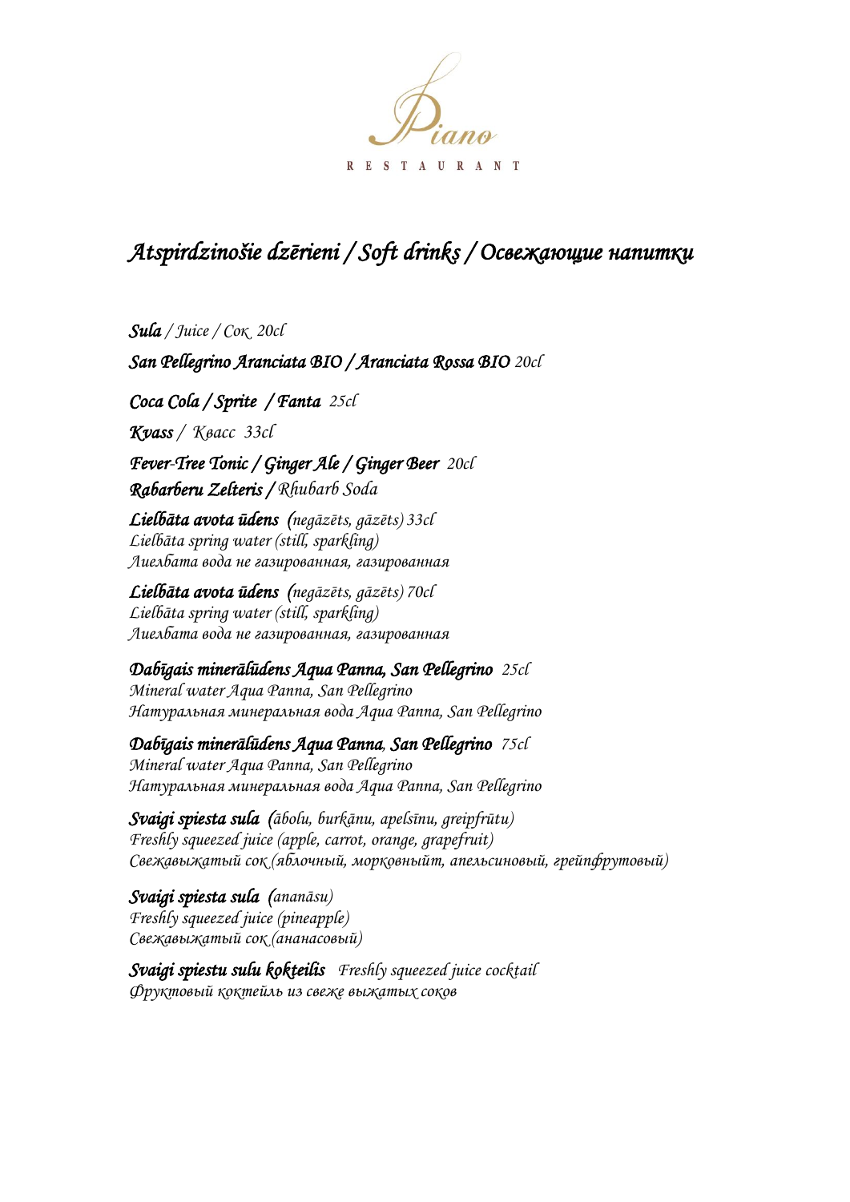Piano

RESTAURANT

# *Atspirdzinošie dzērieni / Soft drinks / Освежающие напитки*

***Sula*** */ Juice / Сок 20cl*

***San Pellegrino Aranciata BIO / Aranciata Rossa BIO*** *20cl*

***Coca Cola / Sprite / Fanta*** *25cl*

***Kvass*** */ Квасс 33cl*

***Fever-Tree Tonic / Ginger Ale / Ginger Beer*** *20cl*

***Rabarberu Zelteris /*** *Rhubarb Soda*

***Lielbāta avota ūdens*** *(negāzēts, gāzēts) 33cl*
*Lielbāta spring water (still, sparkling)*
*Лиелбата вода не газированная, газированная*

***Lielbāta avota ūdens*** *(negāzēts, gāzēts) 70cl*
*Lielbāta spring water (still, sparkling)*
*Лиелбата вода не газированная, газированная*

***Dabīgais minerālūdens Aqua Panna, San Pellegrino*** *25cl*
*Mineral water Aqua Panna, San Pellegrino*
*Натуральная минеральная вода Aqua Panna, San Pellegrino*

***Dabīgais minerālūdens Aqua Panna, San Pellegrino*** *75cl*
*Mineral water Aqua Panna, San Pellegrino*
*Натуральная минеральная вода Aqua Panna, San Pellegrino*

***Svaigi spiesta sula*** *(ābolu, burkānu, apelsīnu, greipfrūtu)*
*Freshly squeezed juice (apple, carrot, orange, grapefruit)*
*Свежавыжатый сок (яблочный, морковныйт, апельсиновый, грейпфрутовый)*

***Svaigi spiesta sula*** *(ananāsu)*
*Freshly squeezed juice (pineapple)*
*Свежавыжатый сок (ананасовый)*

***Svaigi spiestu sulu kokteilis*** *Freshly squeezed juice cocktail*
*Фруктовый коктейль из свеже выжатых соков*